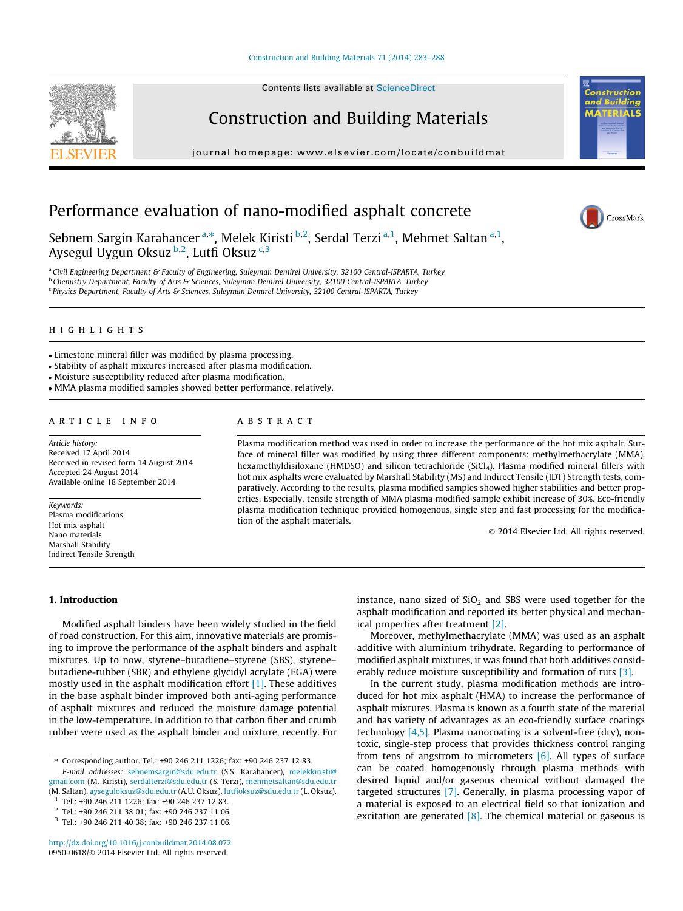Contents lists available at ScienceDirect

# Construction and Building Materials

journal homepage: www.elsevier.com/locate/conbuildmat

# Performance evaluation of nano-modified asphalt concrete

Sebnem Sargin Karahancer [a,*], Melek Kiristi [b,2], Serdal Terzi [a,1], Mehmet Saltan [a,1], Aysegul Uygun Oksuz [b,2], Lutfi Oksuz [c,3]

[a] Civil Engineering Department & Faculty of Engineering, Suleyman Demirel University, 32100 Central-ISPARTA, Turkey
[b] Chemistry Department, Faculty of Arts & Sciences, Suleyman Demirel University, 32100 Central-ISPARTA, Turkey
[c] Physics Department, Faculty of Arts & Sciences, Suleyman Demirel University, 32100 Central-ISPARTA, Turkey

## HIGHLIGHTS

- Limestone mineral filler was modified by plasma processing.
- Stability of asphalt mixtures increased after plasma modification.
- Moisture susceptibility reduced after plasma modification.
- MMA plasma modified samples showed better performance, relatively.

## ARTICLE INFO

*Article history:*
Received 17 April 2014
Received in revised form 14 August 2014
Accepted 24 August 2014
Available online 18 September 2014

*Keywords:*
Plasma modifications
Hot mix asphalt
Nano materials
Marshall Stability
Indirect Tensile Strength

## ABSTRACT

Plasma modification method was used in order to increase the performance of the hot mix asphalt. Surface of mineral filler was modified by using three different components: methylmethacrylate (MMA), hexamethyldisiloxane (HMDSO) and silicon tetrachloride ($SiCl_4$). Plasma modified mineral fillers with hot mix asphalts were evaluated by Marshall Stability (MS) and Indirect Tensile (IDT) Strength tests, comparatively. According to the results, plasma modified samples showed higher stabilities and better properties. Especially, tensile strength of MMA plasma modified sample exhibit increase of 30%. Eco-friendly plasma modification technique provided homogenous, single step and fast processing for the modification of the asphalt materials.

© 2014 Elsevier Ltd. All rights reserved.

## 1. Introduction

Modified asphalt binders have been widely studied in the field of road construction. For this aim, innovative materials are promising to improve the performance of the asphalt binders and asphalt mixtures. Up to now, styrene–butadiene–styrene (SBS), styrene–butadiene-rubber (SBR) and ethylene glycidyl acrylate (EGA) were mostly used in the asphalt modification effort [1]. These additives in the base asphalt binder improved both anti-aging performance of asphalt mixtures and reduced the moisture damage potential in the low-temperature. In addition to that carbon fiber and crumb rubber were used as the asphalt binder and mixture, recently. For instance, nano sized of $SiO_2$ and SBS were used together for the asphalt modification and reported its better physical and mechanical properties after treatment [2].

Moreover, methylmethacrylate (MMA) was used as an asphalt additive with aluminium trihydrate. Regarding to performance of modified asphalt mixtures, it was found that both additives considerably reduce moisture susceptibility and formation of ruts [3].

In the current study, plasma modification methods are introduced for hot mix asphalt (HMA) to increase the performance of asphalt mixtures. Plasma is known as a fourth state of the material and has variety of advantages as an eco-friendly surface coatings technology [4,5]. Plasma nanocoating is a solvent-free (dry), non-toxic, single-step process that provides thickness control ranging from tens of angstrom to micrometers [6]. All types of surface can be coated homogenously through plasma methods with desired liquid and/or gaseous chemical without damaged the targeted structures [7]. Generally, in plasma processing vapor of a material is exposed to an electrical field so that ionization and excitation are generated [8]. The chemical material or gaseous is

* Corresponding author. Tel.: +90 246 211 1226; fax: +90 246 237 12 83.
E-mail addresses: sebnemsargin@sdu.edu.tr (S.S. Karahancer), melekkiristi@gmail.com (M. Kiristi), serdalterzi@sdu.edu.tr (S. Terzi), mehmetsaltan@sdu.edu.tr (M. Saltan), ayseguloksuz@sdu.edu.tr (A.U. Oksuz), lutfioksuz@sdu.edu.tr (L. Oksuz).
[1] Tel.: +90 246 211 1226; fax: +90 246 237 12 83.
[2] Tel.: +90 246 211 38 01; fax: +90 246 237 11 06.
[3] Tel.: +90 246 211 40 38; fax: +90 246 237 11 06.

http://dx.doi.org/10.1016/j.conbuildmat.2014.08.072
0950-0618/© 2014 Elsevier Ltd. All rights reserved.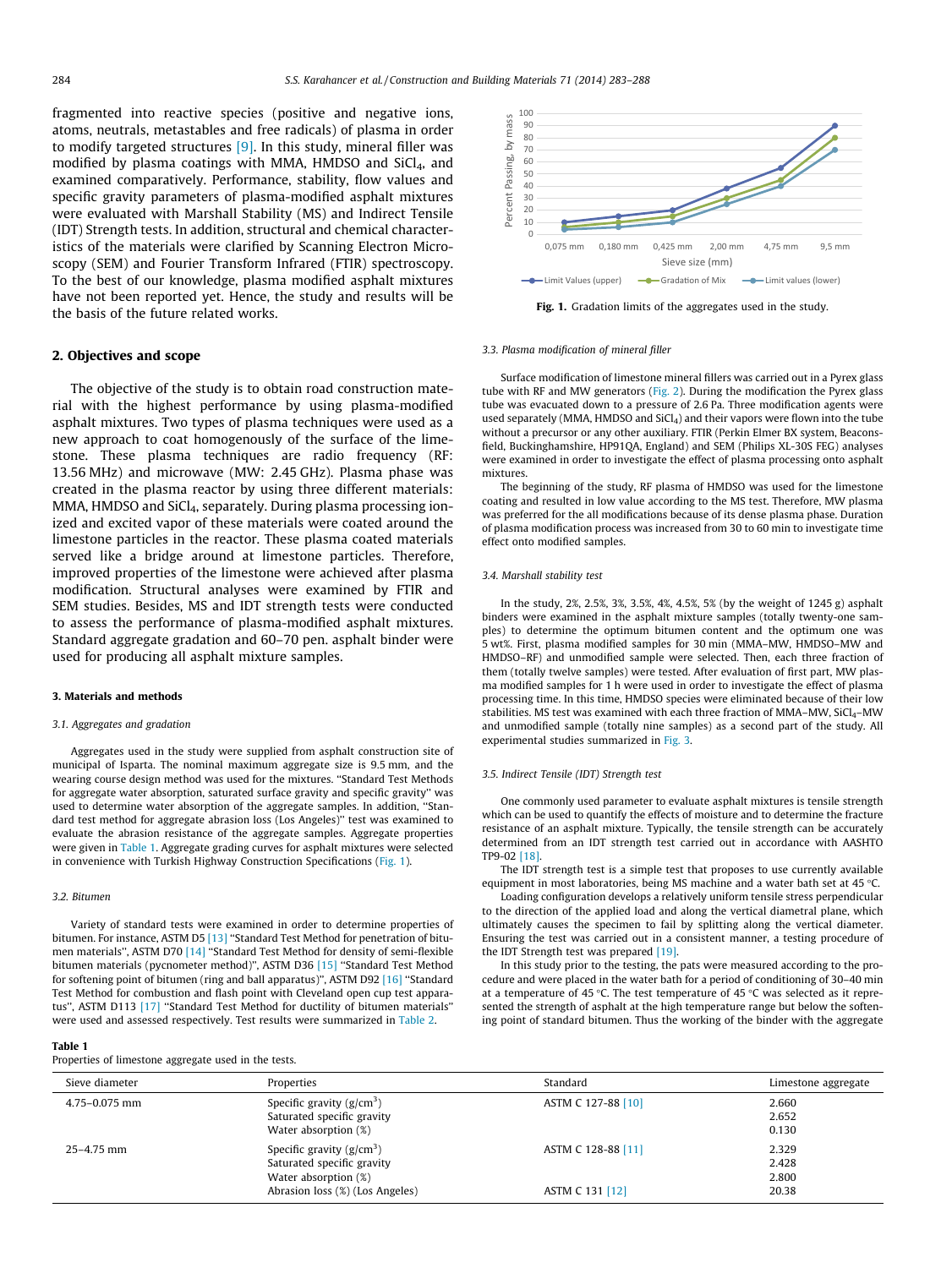fragmented into reactive species (positive and negative ions, atoms, neutrals, metastables and free radicals) of plasma in order to modify targeted structures [9]. In this study, mineral filler was modified by plasma coatings with MMA, HMDSO and $SiCl_4$, and examined comparatively. Performance, stability, flow values and specific gravity parameters of plasma-modified asphalt mixtures were evaluated with Marshall Stability (MS) and Indirect Tensile (IDT) Strength tests. In addition, structural and chemical characteristics of the materials were clarified by Scanning Electron Microscopy (SEM) and Fourier Transform Infrared (FTIR) spectroscopy. To the best of our knowledge, plasma modified asphalt mixtures have not been reported yet. Hence, the study and results will be the basis of the future related works.

## 2. Objectives and scope

The objective of the study is to obtain road construction material with the highest performance by using plasma-modified asphalt mixtures. Two types of plasma techniques were used as a new approach to coat homogenously of the surface of the limestone. These plasma techniques are radio frequency (RF: 13.56 MHz) and microwave (MW: 2.45 GHz). Plasma phase was created in the plasma reactor by using three different materials: MMA, HMDSO and $SiCl_4$, separately. During plasma processing ionized and excited vapor of these materials were coated around the limestone particles in the reactor. These plasma coated materials served like a bridge around at limestone particles. Therefore, improved properties of the limestone were achieved after plasma modification. Structural analyses were examined by FTIR and SEM studies. Besides, MS and IDT strength tests were conducted to assess the performance of plasma-modified asphalt mixtures. Standard aggregate gradation and 60–70 pen. asphalt binder were used for producing all asphalt mixture samples.

## 3. Materials and methods

### 3.1. Aggregates and gradation

Aggregates used in the study were supplied from asphalt construction site of municipal of Isparta. The nominal maximum aggregate size is 9.5 mm, and the wearing course design method was used for the mixtures. "Standard Test Methods for aggregate water absorption, saturated surface gravity and specific gravity" was used to determine water absorption of the aggregate samples. In addition, "Standard test method for aggregate abrasion loss (Los Angeles)" test was examined to evaluate the abrasion resistance of the aggregate samples. Aggregate properties were given in Table 1. Aggregate grading curves for asphalt mixtures were selected in convenience with Turkish Highway Construction Specifications (Fig. 1).

### 3.2. Bitumen

Variety of standard tests were examined in order to determine properties of bitumen. For instance, ASTM D5 [13] "Standard Test Method for penetration of bitumen materials", ASTM D70 [14] "Standard Test Method for density of semi-flexible bitumen materials (pycnometer method)", ASTM D36 [15] "Standard Test Method for softening point of bitumen (ring and ball apparatus)", ASTM D92 [16] "Standard Test Method for combustion and flash point with Cleveland open cup test apparatus", ASTM D113 [17] "Standard Test Method for ductility of bitumen materials" were used and assessed respectively. Test results were summarized in Table 2.

**Fig. 1.** Gradation limits of the aggregates used in the study.

### 3.3. Plasma modification of mineral filler

Surface modification of limestone mineral fillers was carried out in a Pyrex glass tube with RF and MW generators (Fig. 2). During the modification the Pyrex glass tube was evacuated down to a pressure of 2.6 Pa. Three modification agents were used separately (MMA, HMDSO and $SiCl_4$) and their vapors were flown into the tube without a precursor or any other auxiliary. FTIR (Perkin Elmer BX system, Beaconsfield, Buckinghamshire, HP91QA, England) and SEM (Philips XL-30S FEG) analyses were examined in order to investigate the effect of plasma processing onto asphalt mixtures.

The beginning of the study, RF plasma of HMDSO was used for the limestone coating and resulted in low value according to the MS test. Therefore, MW plasma was preferred for the all modifications because of its dense plasma phase. Duration of plasma modification process was increased from 30 to 60 min to investigate time effect onto modified samples.

### 3.4. Marshall stability test

In the study, 2%, 2.5%, 3%, 3.5%, 4%, 4.5%, 5% (by the weight of 1245 g) asphalt binders were examined in the asphalt mixture samples (totally twenty-one samples) to determine the optimum bitumen content and the optimum one was 5 wt%. First, plasma modified samples for 30 min (MMA–MW, HMDSO–MW and HMDSO–RF) and unmodified sample were selected. Then, each three fraction of them (totally twelve samples) were tested. After evaluation of first part, MW plasma modified samples for 1 h were used in order to investigate the effect of plasma processing time. In this time, HMDSO species were eliminated because of their low stabilities. MS test was examined with each three fraction of MMA–MW, $SiCl_4$–MW and unmodified sample (totally nine samples) as a second part of the study. All experimental studies summarized in Fig. 3.

### 3.5. Indirect Tensile (IDT) Strength test

One commonly used parameter to evaluate asphalt mixtures is tensile strength which can be used to quantify the effects of moisture and to determine the fracture resistance of an asphalt mixture. Typically, the tensile strength can be accurately determined from an IDT strength test carried out in accordance with AASHTO TP9-02 [18].

The IDT strength test is a simple test that proposes to use currently available equipment in most laboratories, being MS machine and a water bath set at 45 °C.

Loading configuration develops a relatively uniform tensile stress perpendicular to the direction of the applied load and along the vertical diametral plane, which ultimately causes the specimen to fail by splitting along the vertical diameter. Ensuring the test was carried out in a consistent manner, a testing procedure of the IDT Strength test was prepared [19].

In this study prior to the testing, the pats were measured according to the procedure and were placed in the water bath for a period of conditioning of 30–40 min at a temperature of 45 °C. The test temperature of 45 °C was selected as it represented the strength of asphalt at the high temperature range but below the softening point of standard bitumen. Thus the working of the binder with the aggregate

**Table 1**
Properties of limestone aggregate used in the tests.

| Sieve diameter | Properties | Standard | Limestone aggregate |
|---|---|---|---|
| 4.75–0.075 mm | Specific gravity (g/cm$^3$) | ASTM C 127-88 [10] | 2.660 |
| | Saturated specific gravity | | 2.652 |
| | Water absorption (%) | | 0.130 |
| 25–4.75 mm | Specific gravity (g/cm$^3$) | ASTM C 128-88 [11] | 2.329 |
| | Saturated specific gravity | | 2.428 |
| | Water absorption (%) | | 2.800 |
| | Abrasion loss (%) (Los Angeles) | ASTM C 131 [12] | 20.38 |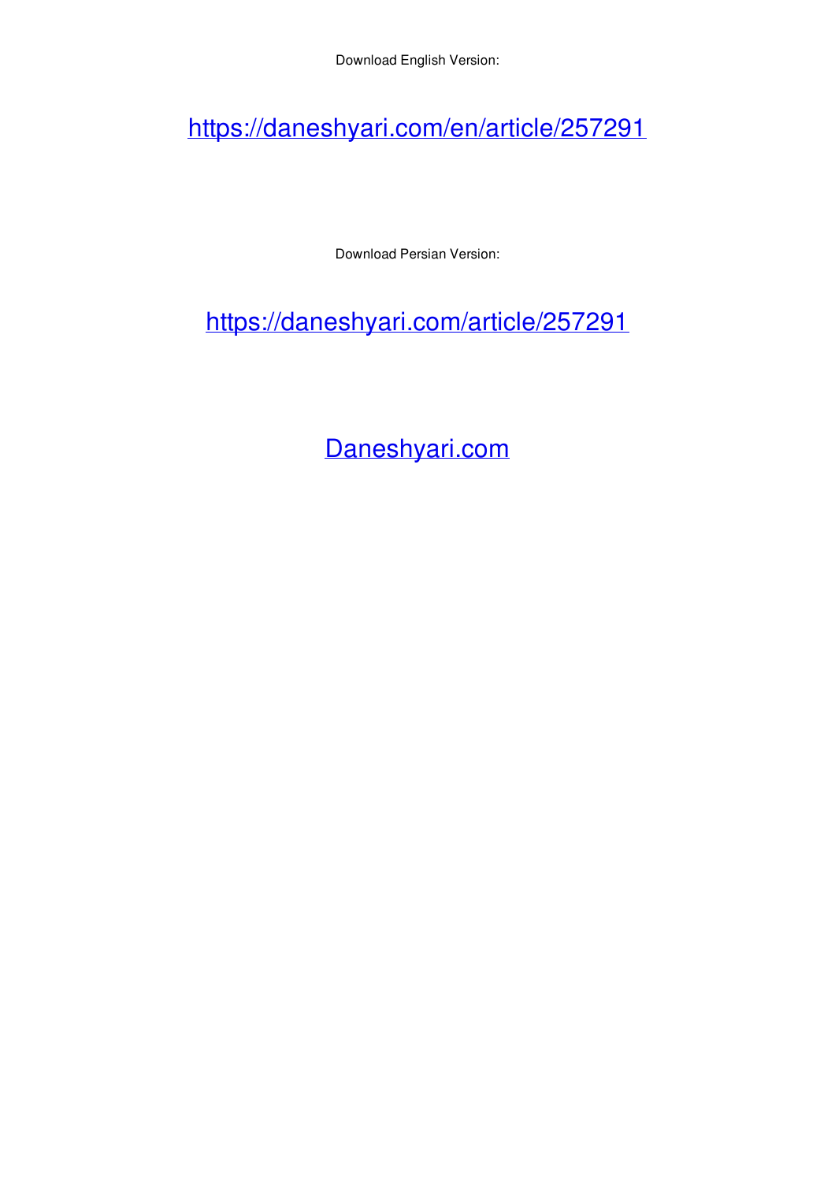Download English Version:

[https://daneshyari.com/en/article/257291](https://daneshyari.com/en/article/257291)

Download Persian Version:

[https://daneshyari.com/article/257291](https://daneshyari.com/article/257291)

[Daneshyari.com](https://daneshyari.com)